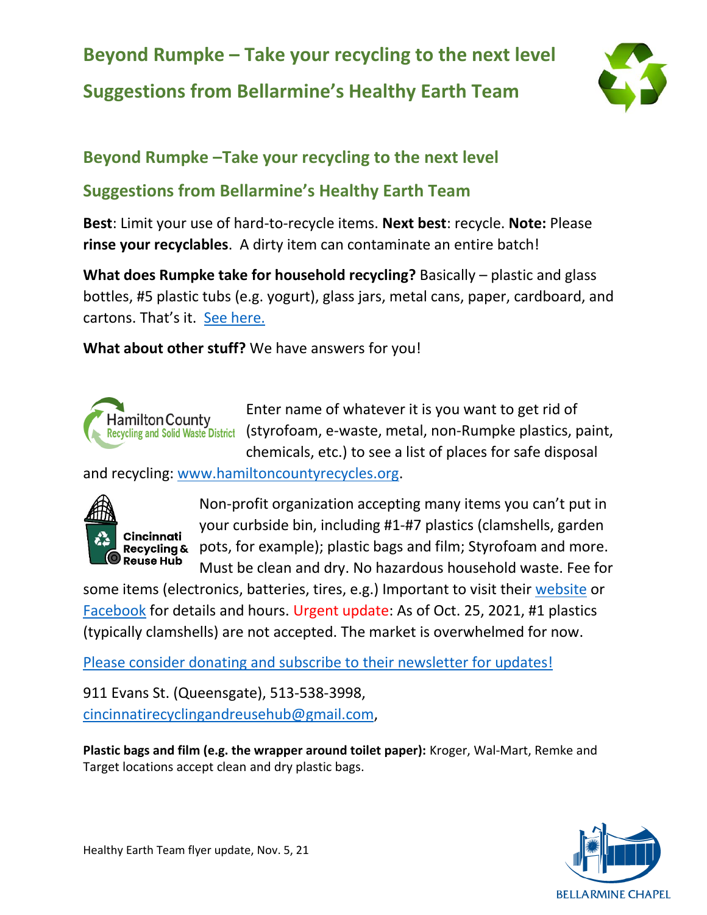# Beyond Rumpke – Take your recycling to the next level

# Suggestions from Bellarmine's Healthy Earth Team

## Beyond Rumpke –Take your recycling to the next level

## Suggestions from Bellarmine's Healthy Earth Team

**Best**: Limit your use of hard-to-recycle items. **Next best**: recycle. **Note:** Please **rinse your recyclables**. A dirty item can contaminate an entire batch!

**What does Rumpke take for household recycling?** Basically – plastic and glass bottles, #5 plastic tubs (e.g. yogurt), glass jars, metal cans, paper, cardboard, and cartons. That's it. See here.

**What about other stuff?** We have answers for you!

Hamilton County Recycling and Solid Waste District

Enter name of whatever it is you want to get rid of (styrofoam, e-waste, metal, non-Rumpke plastics, paint, chemicals, etc.) to see a list of places for safe disposal and recycling: www.hamiltoncountyrecycles.org.

Cincinnati Recycling & Reuse Hub

Non-profit organization accepting many items you can't put in your curbside bin, including #1-#7 plastics (clamshells, garden pots, for example); plastic bags and film; Styrofoam and more. Must be clean and dry. No hazardous household waste. Fee for some items (electronics, batteries, tires, e.g.) Important to visit their website or Facebook for details and hours. Urgent update: As of Oct. 25, 2021, #1 plastics (typically clamshells) are not accepted. The market is overwhelmed for now.

Please consider donating and subscribe to their newsletter for updates!

911 Evans St. (Queensgate), 513-538-3998, cincinnatirecyclingandreusehub@gmail.com,

**Plastic bags and film (e.g. the wrapper around toilet paper):** Kroger, Wal-Mart, Remke and Target locations accept clean and dry plastic bags.

Healthy Earth Team flyer update, Nov. 5, 21

BELLARMINE CHAPEL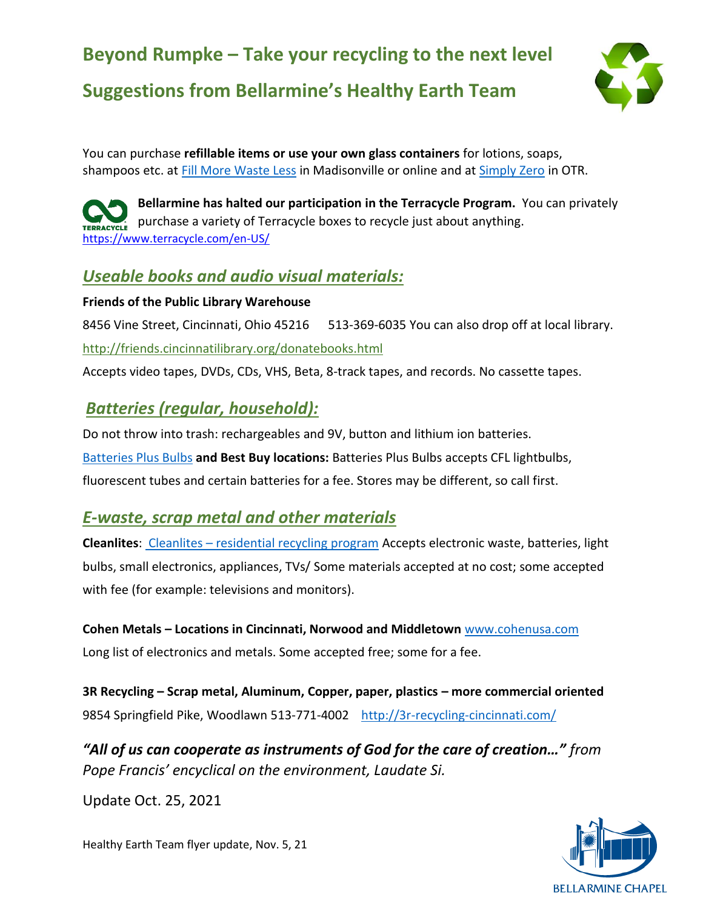# Beyond Rumpke – Take your recycling to the next level

## Suggestions from Bellarmine's Healthy Earth Team

You can purchase **refillable items or use your own glass containers** for lotions, soaps, shampoos etc. at Fill More Waste Less in Madisonville or online and at Simply Zero in OTR.

**Bellarmine has halted our participation in the Terracycle Program.** You can privately purchase a variety of Terracycle boxes to recycle just about anything. https://www.terracycle.com/en-US/

## *Useable books and audio visual materials:*

**Friends of the Public Library Warehouse**

8456 Vine Street, Cincinnati, Ohio 45216    513-369-6035 You can also drop off at local library.

http://friends.cincinnatilibrary.org/donatebooks.html

Accepts video tapes, DVDs, CDs, VHS, Beta, 8-track tapes, and records. No cassette tapes.

## *Batteries (regular, household):*

Do not throw into trash: rechargeables and 9V, button and lithium ion batteries.

Batteries Plus Bulbs **and Best Buy locations:** Batteries Plus Bulbs accepts CFL lightbulbs, fluorescent tubes and certain batteries for a fee. Stores may be different, so call first.

## *E-waste, scrap metal and other materials*

**Cleanlites**: Cleanlites – residential recycling program Accepts electronic waste, batteries, light bulbs, small electronics, appliances, TVs/ Some materials accepted at no cost; some accepted with fee (for example: televisions and monitors).

**Cohen Metals – Locations in Cincinnati, Norwood and Middletown** www.cohenusa.com

Long list of electronics and metals. Some accepted free; some for a fee.

**3R Recycling – Scrap metal, Aluminum, Copper, paper, plastics – more commercial oriented**

9854 Springfield Pike, Woodlawn 513-771-4002    http://3r-recycling-cincinnati.com/

***"All of us can cooperate as instruments of God for the care of creation…"*** *from Pope Francis' encyclical on the environment, Laudate Si.*

Update Oct. 25, 2021

Healthy Earth Team flyer update, Nov. 5, 21